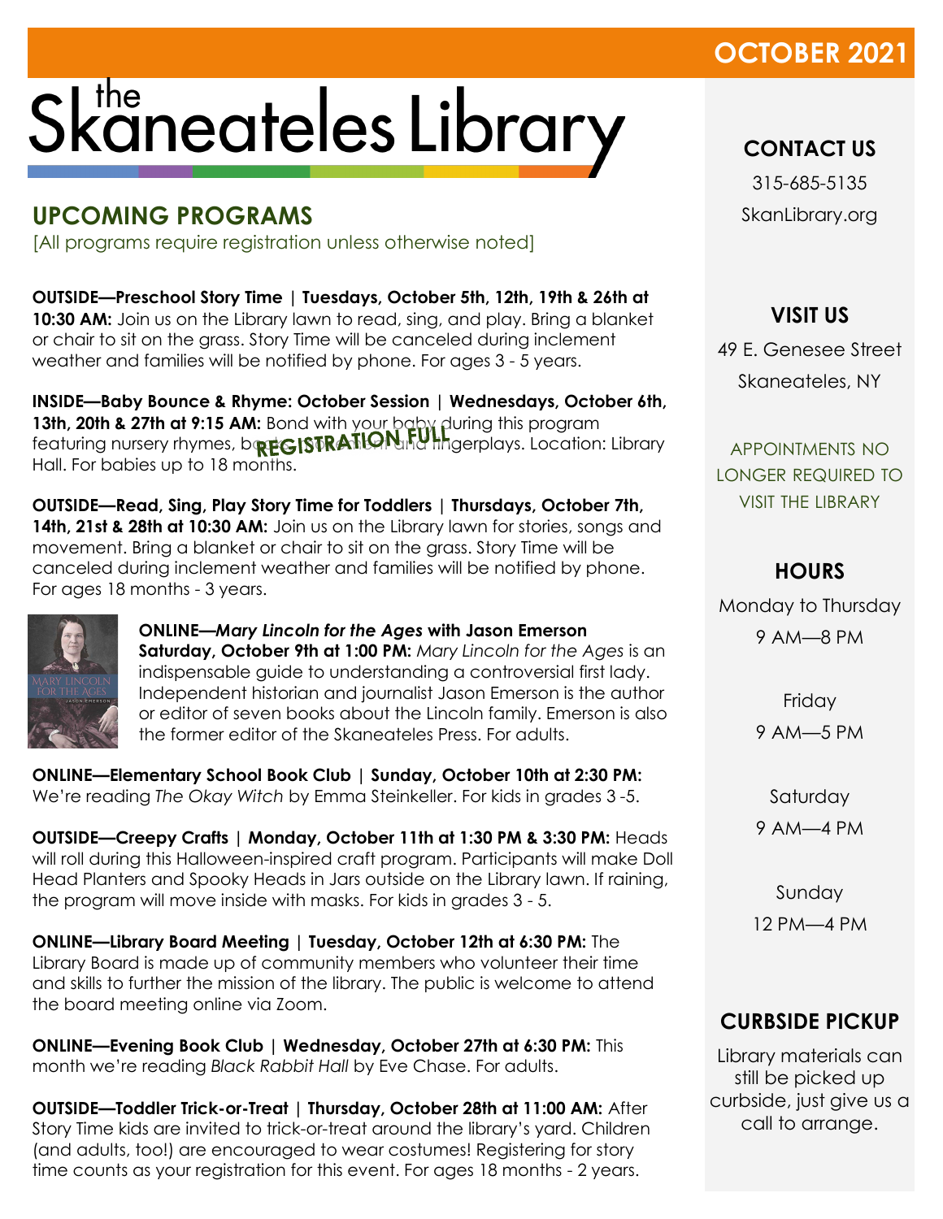OCTOBER 2021

# the Skaneateles Library

## UPCOMING PROGRAMS

[All programs require registration unless otherwise noted]

**OUTSIDE—Preschool Story Time | Tuesdays, October 5th, 12th, 19th & 26th at 10:30 AM:** Join us on the Library lawn to read, sing, and play. Bring a blanket or chair to sit on the grass. Story Time will be canceled during inclement weather and families will be notified by phone. For ages 3 - 5 years.

**INSIDE—Baby Bounce & Rhyme: October Session | Wednesdays, October 6th, 13th, 20th & 27th at 9:15 AM:** Bond with your baby during this program featuring nursery rhymes, books, bounces and fingerplays. Location: Library Hall. For babies up to 18 months. **REGISTRATION FULL**

**OUTSIDE—Read, Sing, Play Story Time for Toddlers | Thursdays, October 7th, 14th, 21st & 28th at 10:30 AM:** Join us on the Library lawn for stories, songs and movement. Bring a blanket or chair to sit on the grass. Story Time will be canceled during inclement weather and families will be notified by phone. For ages 18 months - 3 years.

**ONLINE—*Mary Lincoln for the Ages* with Jason Emerson Saturday, October 9th at 1:00 PM:** *Mary Lincoln for the Ages* is an indispensable guide to understanding a controversial first lady. Independent historian and journalist Jason Emerson is the author or editor of seven books about the Lincoln family. Emerson is also the former editor of the Skaneateles Press. For adults.

**ONLINE—Elementary School Book Club | Sunday, October 10th at 2:30 PM:** We're reading *The Okay Witch* by Emma Steinkeller. For kids in grades 3 -5.

**OUTSIDE—Creepy Crafts | Monday, October 11th at 1:30 PM & 3:30 PM:** Heads will roll during this Halloween-inspired craft program. Participants will make Doll Head Planters and Spooky Heads in Jars outside on the Library lawn. If raining, the program will move inside with masks. For kids in grades 3 - 5.

**ONLINE—Library Board Meeting | Tuesday, October 12th at 6:30 PM:** The Library Board is made up of community members who volunteer their time and skills to further the mission of the library. The public is welcome to attend the board meeting online via Zoom.

**ONLINE—Evening Book Club | Wednesday, October 27th at 6:30 PM:** This month we're reading *Black Rabbit Hall* by Eve Chase. For adults.

**OUTSIDE—Toddler Trick-or-Treat | Thursday, October 28th at 11:00 AM:** After Story Time kids are invited to trick-or-treat around the library's yard. Children (and adults, too!) are encouraged to wear costumes! Registering for story time counts as your registration for this event. For ages 18 months - 2 years.

## CONTACT US

315-685-5135

SkanLibrary.org

## VISIT US

49 E. Genesee Street

Skaneateles, NY

APPOINTMENTS NO LONGER REQUIRED TO VISIT THE LIBRARY

## HOURS

Monday to Thursday
9 AM—8 PM

Friday
9 AM—5 PM

Saturday
9 AM—4 PM

Sunday
12 PM—4 PM

## CURBSIDE PICKUP

Library materials can still be picked up curbside, just give us a call to arrange.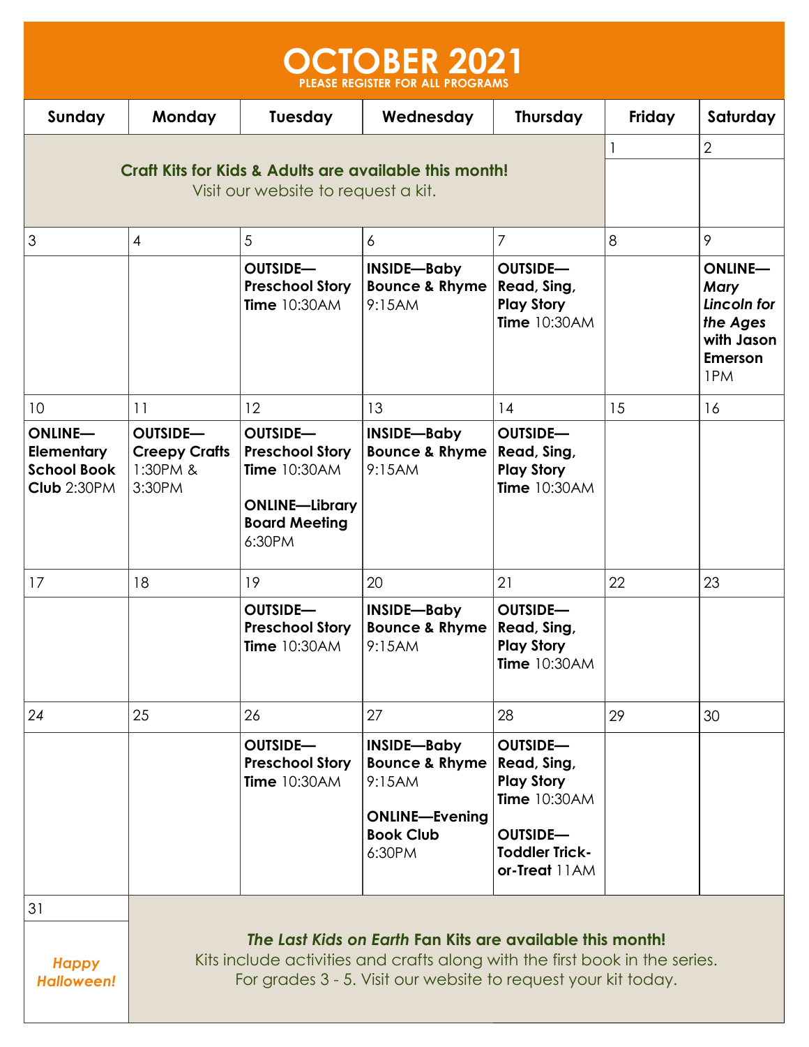# OCTOBER 2021

**PLEASE REGISTER FOR ALL PROGRAMS**

| Sunday | Monday | Tuesday | Wednesday | Thursday | Friday | Saturday |
|---|---|---|---|---|---|---|
| **Craft Kits for Kids & Adults are available this month!** Visit our website to request a kit. | | | | | 1 | 2 |
| 3 | 4 | 5<br>**OUTSIDE—Preschool Story Time** 10:30AM | 6<br>**INSIDE—Baby Bounce & Rhyme** 9:15AM | 7<br>**OUTSIDE—Read, Sing, Play Story Time** 10:30AM | 8 | 9<br>**ONLINE—*Mary Lincoln for the Ages* with Jason Emerson** 1PM |
| 10<br>**ONLINE—Elementary School Book Club** 2:30PM | 11<br>**OUTSIDE—Creepy Crafts** 1:30PM & 3:30PM | 12<br>**OUTSIDE—Preschool Story Time** 10:30AM<br>**ONLINE—Library Board Meeting** 6:30PM | 13<br>**INSIDE—Baby Bounce & Rhyme** 9:15AM | 14<br>**OUTSIDE—Read, Sing, Play Story Time** 10:30AM | 15 | 16 |
| 17 | 18 | 19<br>**OUTSIDE—Preschool Story Time** 10:30AM | 20<br>**INSIDE—Baby Bounce & Rhyme** 9:15AM | 21<br>**OUTSIDE—Read, Sing, Play Story Time** 10:30AM | 22 | 23 |
| 24 | 25 | 26<br>**OUTSIDE—Preschool Story Time** 10:30AM | 27<br>**INSIDE—Baby Bounce & Rhyme** 9:15AM<br>**ONLINE—Evening Book Club** 6:30PM | 28<br>**OUTSIDE—Read, Sing, Play Story Time** 10:30AM<br>**OUTSIDE—Toddler Trick-or-Treat** 11AM | 29 | 30 |
| 31<br>*Happy Halloween!* | ***The Last Kids on Earth* Fan Kits are available this month!** Kits include activities and crafts along with the first book in the series. For grades 3 - 5. Visit our website to request your kit today. | | | | | |